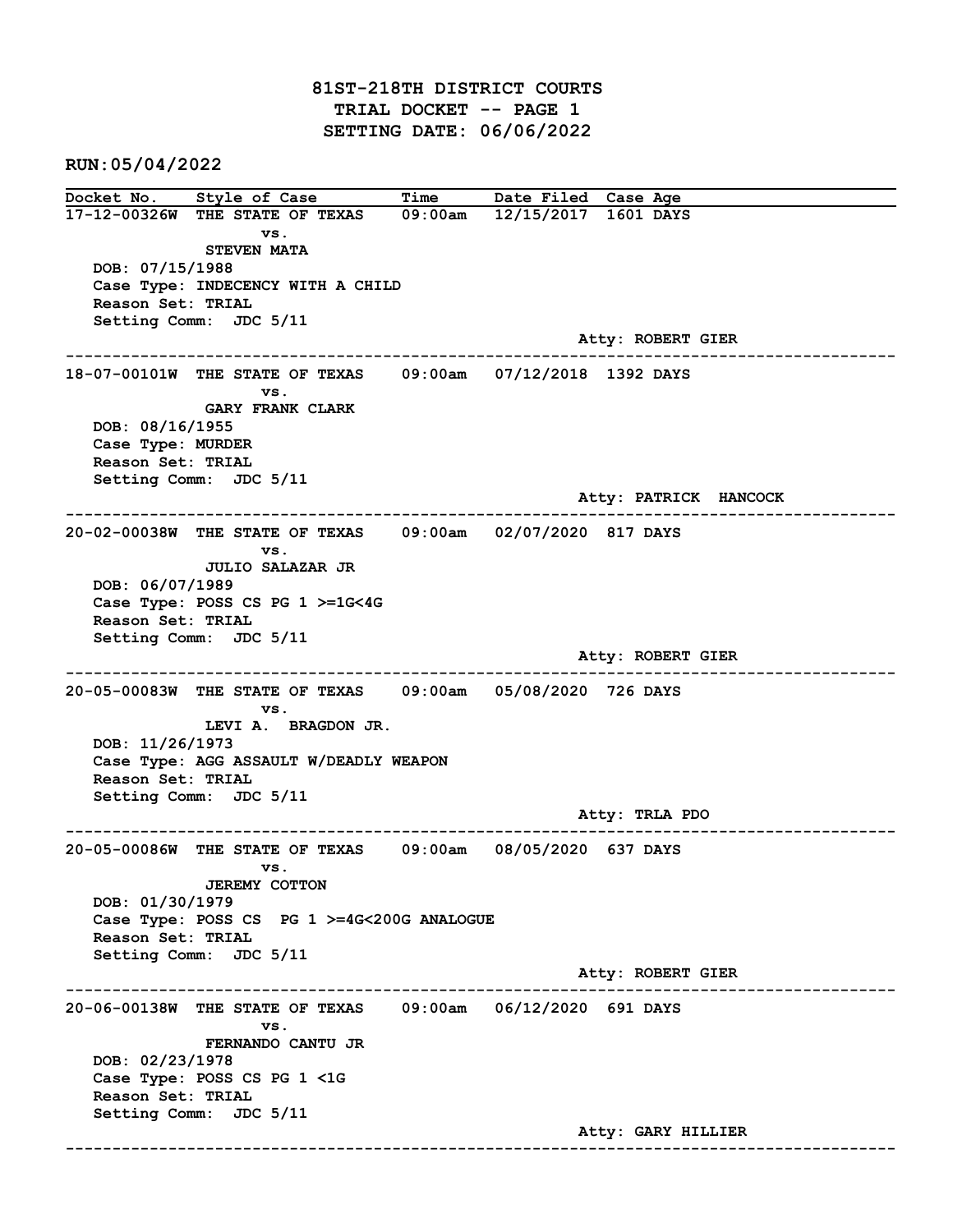# 81ST-218TH DISTRICT COURTS
## TRIAL DOCKET -- PAGE 1
## SETTING DATE: 06/06/2022

**RUN:05/04/2022**

| Docket No. | Style of Case | Time | Date Filed | Case Age |
|---|---|---|---|---|
| 17-12-00326W | THE STATE OF TEXAS vs. STEVEN MATA | 09:00am | 12/15/2017 | 1601 DAYS |

DOB: 07/15/1988
Case Type: INDECENCY WITH A CHILD
Reason Set: TRIAL
Setting Comm: JDC 5/11
Atty: ROBERT GIER

---

| Docket No. | Style of Case | Time | Date Filed | Case Age |
|---|---|---|---|---|
| 18-07-00101W | THE STATE OF TEXAS vs. GARY FRANK CLARK | 09:00am | 07/12/2018 | 1392 DAYS |

DOB: 08/16/1955
Case Type: MURDER
Reason Set: TRIAL
Setting Comm: JDC 5/11
Atty: PATRICK HANCOCK

---

| Docket No. | Style of Case | Time | Date Filed | Case Age |
|---|---|---|---|---|
| 20-02-00038W | THE STATE OF TEXAS vs. JULIO SALAZAR JR | 09:00am | 02/07/2020 | 817 DAYS |

DOB: 06/07/1989
Case Type: POSS CS PG 1 >=1G<4G
Reason Set: TRIAL
Setting Comm: JDC 5/11
Atty: ROBERT GIER

---

| Docket No. | Style of Case | Time | Date Filed | Case Age |
|---|---|---|---|---|
| 20-05-00083W | THE STATE OF TEXAS vs. LEVI A. BRAGDON JR. | 09:00am | 05/08/2020 | 726 DAYS |

DOB: 11/26/1973
Case Type: AGG ASSAULT W/DEADLY WEAPON
Reason Set: TRIAL
Setting Comm: JDC 5/11
Atty: TRLA PDO

---

| Docket No. | Style of Case | Time | Date Filed | Case Age |
|---|---|---|---|---|
| 20-05-00086W | THE STATE OF TEXAS vs. JEREMY COTTON | 09:00am | 08/05/2020 | 637 DAYS |

DOB: 01/30/1979
Case Type: POSS CS PG 1 >=4G<200G ANALOGUE
Reason Set: TRIAL
Setting Comm: JDC 5/11
Atty: ROBERT GIER

---

| Docket No. | Style of Case | Time | Date Filed | Case Age |
|---|---|---|---|---|
| 20-06-00138W | THE STATE OF TEXAS vs. FERNANDO CANTU JR | 09:00am | 06/12/2020 | 691 DAYS |

DOB: 02/23/1978
Case Type: POSS CS PG 1 <1G
Reason Set: TRIAL
Setting Comm: JDC 5/11
Atty: GARY HILLIER

---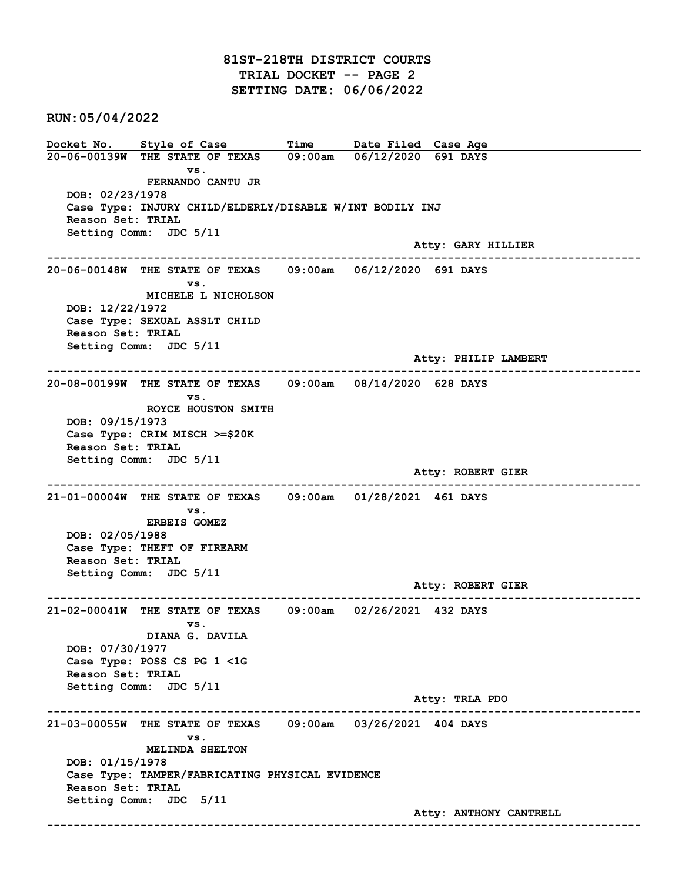# 81ST-218TH DISTRICT COURTS
## TRIAL DOCKET -- PAGE 2
## SETTING DATE: 06/06/2022

**RUN:05/04/2022**

| Docket No. | Style of Case | Time | Date Filed | Case Age |
|---|---|---|---|---|

**20-06-00139W** THE STATE OF TEXAS vs. FERNANDO CANTU JR — 09:00am — 06/12/2020 — 691 DAYS
DOB: 02/23/1978
Case Type: INJURY CHILD/ELDERLY/DISABLE W/INT BODILY INJ
Reason Set: TRIAL
Setting Comm: JDC 5/11
Atty: GARY HILLIER

---

**20-06-00148W** THE STATE OF TEXAS vs. MICHELE L NICHOLSON — 09:00am — 06/12/2020 — 691 DAYS
DOB: 12/22/1972
Case Type: SEXUAL ASSLT CHILD
Reason Set: TRIAL
Setting Comm: JDC 5/11
Atty: PHILIP LAMBERT

---

**20-08-00199W** THE STATE OF TEXAS vs. ROYCE HOUSTON SMITH — 09:00am — 08/14/2020 — 628 DAYS
DOB: 09/15/1973
Case Type: CRIM MISCH >=$20K
Reason Set: TRIAL
Setting Comm: JDC 5/11
Atty: ROBERT GIER

---

**21-01-00004W** THE STATE OF TEXAS vs. ERBEIS GOMEZ — 09:00am — 01/28/2021 — 461 DAYS
DOB: 02/05/1988
Case Type: THEFT OF FIREARM
Reason Set: TRIAL
Setting Comm: JDC 5/11
Atty: ROBERT GIER

---

**21-02-00041W** THE STATE OF TEXAS vs. DIANA G. DAVILA — 09:00am — 02/26/2021 — 432 DAYS
DOB: 07/30/1977
Case Type: POSS CS PG 1 <1G
Reason Set: TRIAL
Setting Comm: JDC 5/11
Atty: TRLA PDO

---

**21-03-00055W** THE STATE OF TEXAS vs. MELINDA SHELTON — 09:00am — 03/26/2021 — 404 DAYS
DOB: 01/15/1978
Case Type: TAMPER/FABRICATING PHYSICAL EVIDENCE
Reason Set: TRIAL
Setting Comm: JDC 5/11
Atty: ANTHONY CANTRELL

---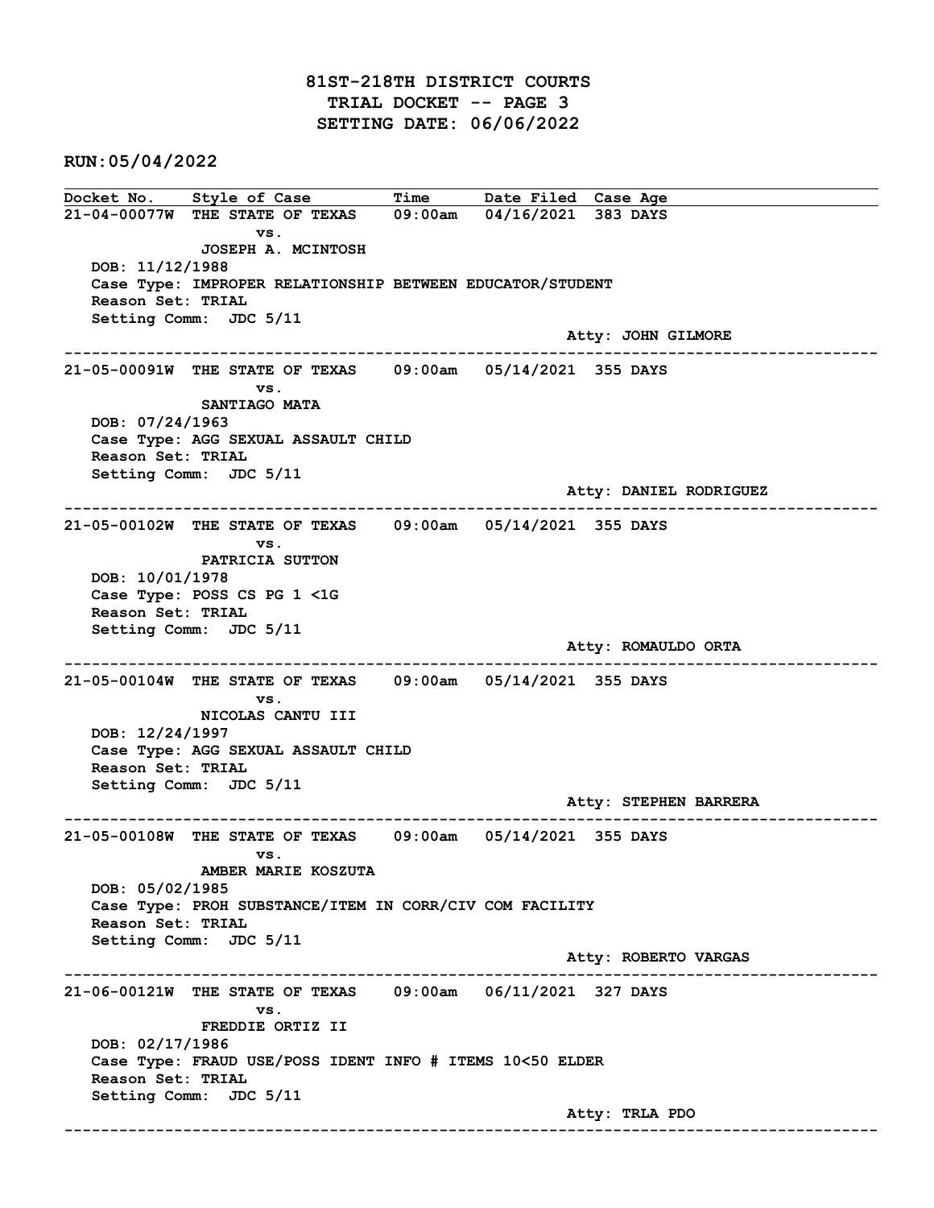# 81ST-218TH DISTRICT COURTS
## TRIAL DOCKET -- PAGE 3
## SETTING DATE: 06/06/2022

**RUN:05/04/2022**

| Docket No. | Style of Case | Time | Date Filed | Case Age |
|---|---|---|---|---|

---

**21-04-00077W** THE STATE OF TEXAS vs. JOSEPH A. MCINTOSH — 09:00am — 04/16/2021 — 383 DAYS

DOB: 11/12/1988
Case Type: IMPROPER RELATIONSHIP BETWEEN EDUCATOR/STUDENT
Reason Set: TRIAL
Setting Comm: JDC 5/11
Atty: JOHN GILMORE

---

**21-05-00091W** THE STATE OF TEXAS vs. SANTIAGO MATA — 09:00am — 05/14/2021 — 355 DAYS

DOB: 07/24/1963
Case Type: AGG SEXUAL ASSAULT CHILD
Reason Set: TRIAL
Setting Comm: JDC 5/11
Atty: DANIEL RODRIGUEZ

---

**21-05-00102W** THE STATE OF TEXAS vs. PATRICIA SUTTON — 09:00am — 05/14/2021 — 355 DAYS

DOB: 10/01/1978
Case Type: POSS CS PG 1 <1G
Reason Set: TRIAL
Setting Comm: JDC 5/11
Atty: ROMAULDO ORTA

---

**21-05-00104W** THE STATE OF TEXAS vs. NICOLAS CANTU III — 09:00am — 05/14/2021 — 355 DAYS

DOB: 12/24/1997
Case Type: AGG SEXUAL ASSAULT CHILD
Reason Set: TRIAL
Setting Comm: JDC 5/11
Atty: STEPHEN BARRERA

---

**21-05-00108W** THE STATE OF TEXAS vs. AMBER MARIE KOSZUTA — 09:00am — 05/14/2021 — 355 DAYS

DOB: 05/02/1985
Case Type: PROH SUBSTANCE/ITEM IN CORR/CIV COM FACILITY
Reason Set: TRIAL
Setting Comm: JDC 5/11
Atty: ROBERTO VARGAS

---

**21-06-00121W** THE STATE OF TEXAS vs. FREDDIE ORTIZ II — 09:00am — 06/11/2021 — 327 DAYS

DOB: 02/17/1986
Case Type: FRAUD USE/POSS IDENT INFO # ITEMS 10<50 ELDER
Reason Set: TRIAL
Setting Comm: JDC 5/11
Atty: TRLA PDO

---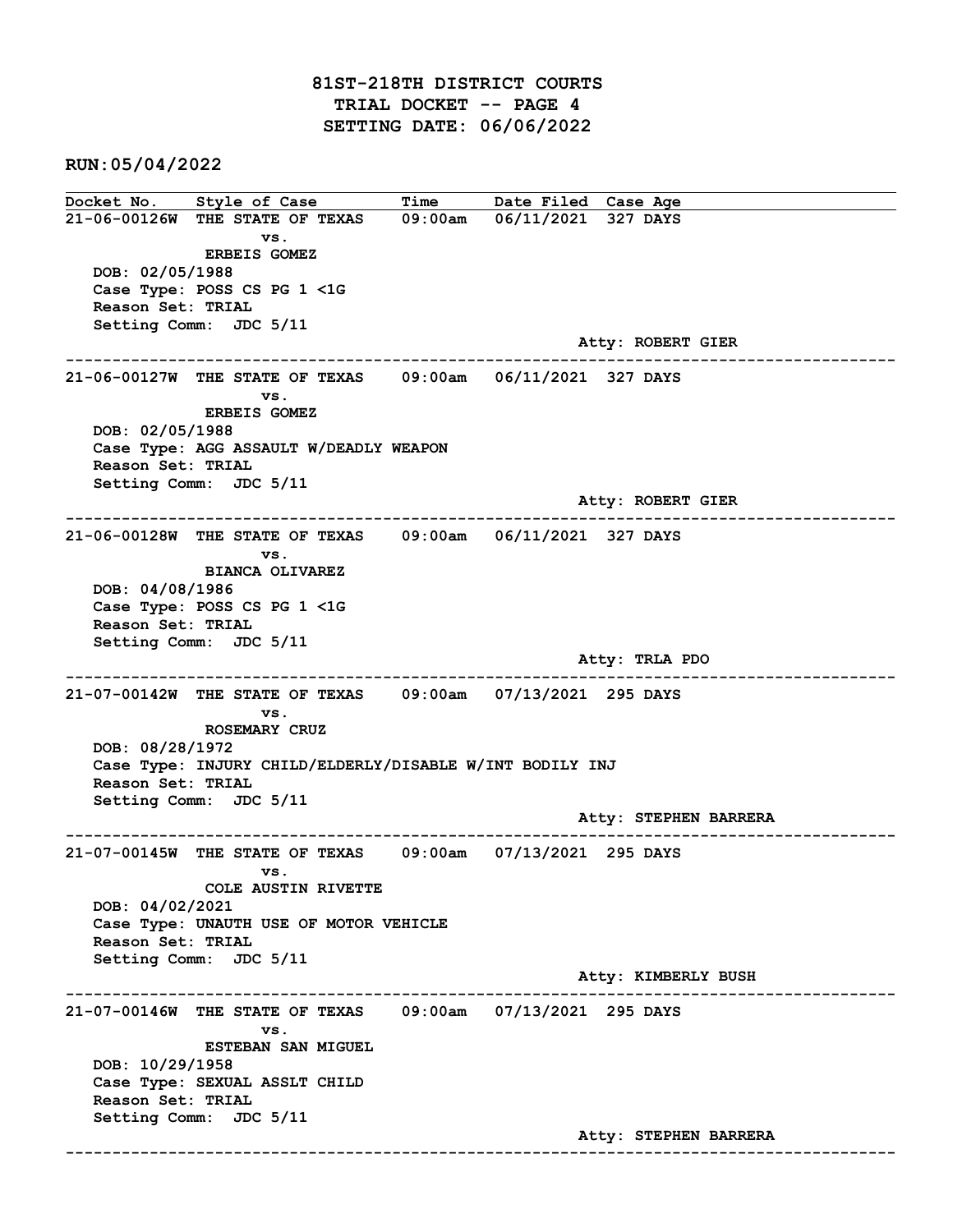# 81ST-218TH DISTRICT COURTS
## TRIAL DOCKET -- PAGE 4
## SETTING DATE: 06/06/2022

**RUN:05/04/2022**

| Docket No. | Style of Case | Time | Date Filed | Case Age |
|---|---|---|---|---|

---

**21-06-00126W** THE STATE OF TEXAS vs. ERBEIS GOMEZ — 09:00am — 06/11/2021 — 327 DAYS

DOB: 02/05/1988
Case Type: POSS CS PG 1 <1G
Reason Set: TRIAL
Setting Comm: JDC 5/11

Atty: ROBERT GIER

---

**21-06-00127W** THE STATE OF TEXAS vs. ERBEIS GOMEZ — 09:00am — 06/11/2021 — 327 DAYS

DOB: 02/05/1988
Case Type: AGG ASSAULT W/DEADLY WEAPON
Reason Set: TRIAL
Setting Comm: JDC 5/11

Atty: ROBERT GIER

---

**21-06-00128W** THE STATE OF TEXAS vs. BIANCA OLIVAREZ — 09:00am — 06/11/2021 — 327 DAYS

DOB: 04/08/1986
Case Type: POSS CS PG 1 <1G
Reason Set: TRIAL
Setting Comm: JDC 5/11

Atty: TRLA PDO

---

**21-07-00142W** THE STATE OF TEXAS vs. ROSEMARY CRUZ — 09:00am — 07/13/2021 — 295 DAYS

DOB: 08/28/1972
Case Type: INJURY CHILD/ELDERLY/DISABLE W/INT BODILY INJ
Reason Set: TRIAL
Setting Comm: JDC 5/11

Atty: STEPHEN BARRERA

---

**21-07-00145W** THE STATE OF TEXAS vs. COLE AUSTIN RIVETTE — 09:00am — 07/13/2021 — 295 DAYS

DOB: 04/02/2021
Case Type: UNAUTH USE OF MOTOR VEHICLE
Reason Set: TRIAL
Setting Comm: JDC 5/11

Atty: KIMBERLY BUSH

---

**21-07-00146W** THE STATE OF TEXAS vs. ESTEBAN SAN MIGUEL — 09:00am — 07/13/2021 — 295 DAYS

DOB: 10/29/1958
Case Type: SEXUAL ASSLT CHILD
Reason Set: TRIAL
Setting Comm: JDC 5/11

Atty: STEPHEN BARRERA

---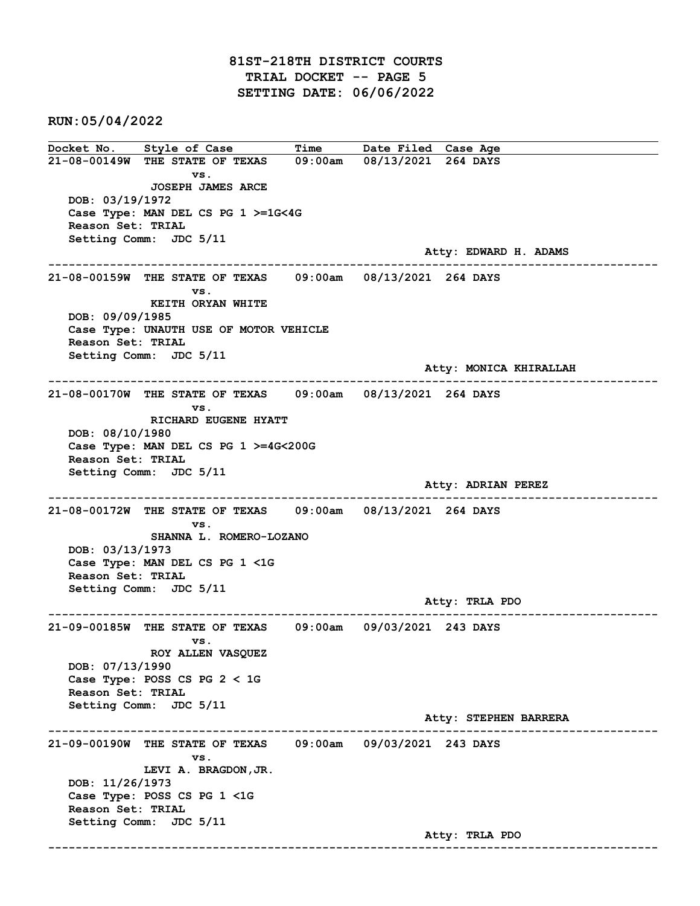# 81ST-218TH DISTRICT COURTS
## TRIAL DOCKET -- PAGE 5
## SETTING DATE: 06/06/2022

**RUN:05/04/2022**

| Docket No. | Style of Case | Time | Date Filed | Case Age |
|---|---|---|---|---|

**21-08-00149W** THE STATE OF TEXAS vs. JOSEPH JAMES ARCE — 09:00am — 08/13/2021 — 264 DAYS
DOB: 03/19/1972
Case Type: MAN DEL CS PG 1 >=1G<4G
Reason Set: TRIAL
Setting Comm: JDC 5/11
Atty: EDWARD H. ADAMS

---

**21-08-00159W** THE STATE OF TEXAS vs. KEITH ORYAN WHITE — 09:00am — 08/13/2021 — 264 DAYS
DOB: 09/09/1985
Case Type: UNAUTH USE OF MOTOR VEHICLE
Reason Set: TRIAL
Setting Comm: JDC 5/11
Atty: MONICA KHIRALLAH

---

**21-08-00170W** THE STATE OF TEXAS vs. RICHARD EUGENE HYATT — 09:00am — 08/13/2021 — 264 DAYS
DOB: 08/10/1980
Case Type: MAN DEL CS PG 1 >=4G<200G
Reason Set: TRIAL
Setting Comm: JDC 5/11
Atty: ADRIAN PEREZ

---

**21-08-00172W** THE STATE OF TEXAS vs. SHANNA L. ROMERO-LOZANO — 09:00am — 08/13/2021 — 264 DAYS
DOB: 03/13/1973
Case Type: MAN DEL CS PG 1 <1G
Reason Set: TRIAL
Setting Comm: JDC 5/11
Atty: TRLA PDO

---

**21-09-00185W** THE STATE OF TEXAS vs. ROY ALLEN VASQUEZ — 09:00am — 09/03/2021 — 243 DAYS
DOB: 07/13/1990
Case Type: POSS CS PG 2 < 1G
Reason Set: TRIAL
Setting Comm: JDC 5/11
Atty: STEPHEN BARRERA

---

**21-09-00190W** THE STATE OF TEXAS vs. LEVI A. BRAGDON,JR. — 09:00am — 09/03/2021 — 243 DAYS
DOB: 11/26/1973
Case Type: POSS CS PG 1 <1G
Reason Set: TRIAL
Setting Comm: JDC 5/11
Atty: TRLA PDO

---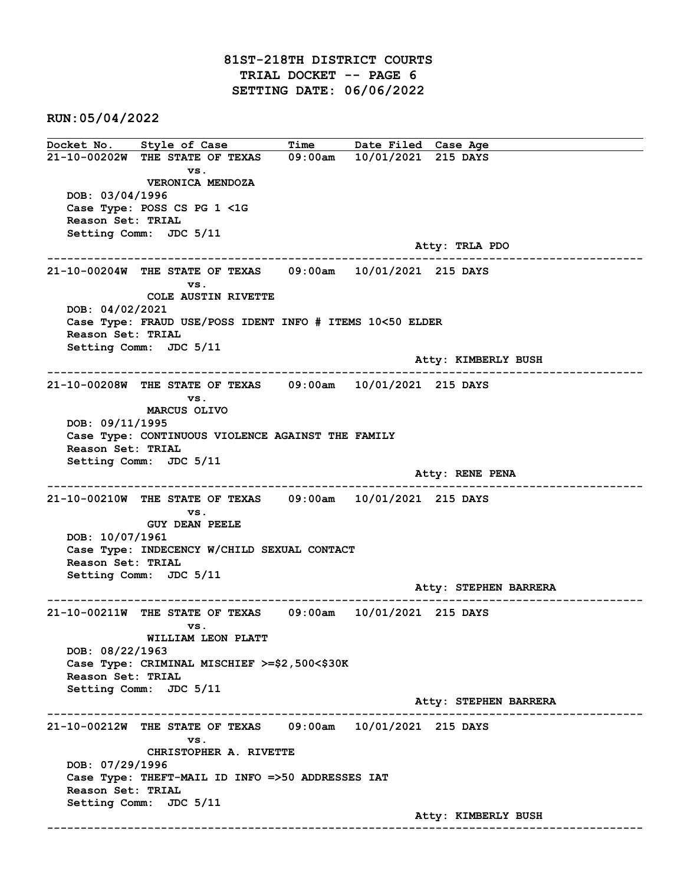# 81ST-218TH DISTRICT COURTS
## TRIAL DOCKET -- PAGE 6
## SETTING DATE: 06/06/2022

**RUN:05/04/2022**

| Docket No. | Style of Case | Time | Date Filed | Case Age |
|---|---|---|---|---|

**21-10-00202W** THE STATE OF TEXAS vs. VERONICA MENDOZA — 09:00am — 10/01/2021 — 215 DAYS
DOB: 03/04/1996
Case Type: POSS CS PG 1 <1G
Reason Set: TRIAL
Setting Comm: JDC 5/11
Atty: TRLA PDO

---

**21-10-00204W** THE STATE OF TEXAS vs. COLE AUSTIN RIVETTE — 09:00am — 10/01/2021 — 215 DAYS
DOB: 04/02/2021
Case Type: FRAUD USE/POSS IDENT INFO # ITEMS 10<50 ELDER
Reason Set: TRIAL
Setting Comm: JDC 5/11
Atty: KIMBERLY BUSH

---

**21-10-00208W** THE STATE OF TEXAS vs. MARCUS OLIVO — 09:00am — 10/01/2021 — 215 DAYS
DOB: 09/11/1995
Case Type: CONTINUOUS VIOLENCE AGAINST THE FAMILY
Reason Set: TRIAL
Setting Comm: JDC 5/11
Atty: RENE PENA

---

**21-10-00210W** THE STATE OF TEXAS vs. GUY DEAN PEELE — 09:00am — 10/01/2021 — 215 DAYS
DOB: 10/07/1961
Case Type: INDECENCY W/CHILD SEXUAL CONTACT
Reason Set: TRIAL
Setting Comm: JDC 5/11
Atty: STEPHEN BARRERA

---

**21-10-00211W** THE STATE OF TEXAS vs. WILLIAM LEON PLATT — 09:00am — 10/01/2021 — 215 DAYS
DOB: 08/22/1963
Case Type: CRIMINAL MISCHIEF >=$2,500<$30K
Reason Set: TRIAL
Setting Comm: JDC 5/11
Atty: STEPHEN BARRERA

---

**21-10-00212W** THE STATE OF TEXAS vs. CHRISTOPHER A. RIVETTE — 09:00am — 10/01/2021 — 215 DAYS
DOB: 07/29/1996
Case Type: THEFT-MAIL ID INFO =>50 ADDRESSES IAT
Reason Set: TRIAL
Setting Comm: JDC 5/11
Atty: KIMBERLY BUSH

---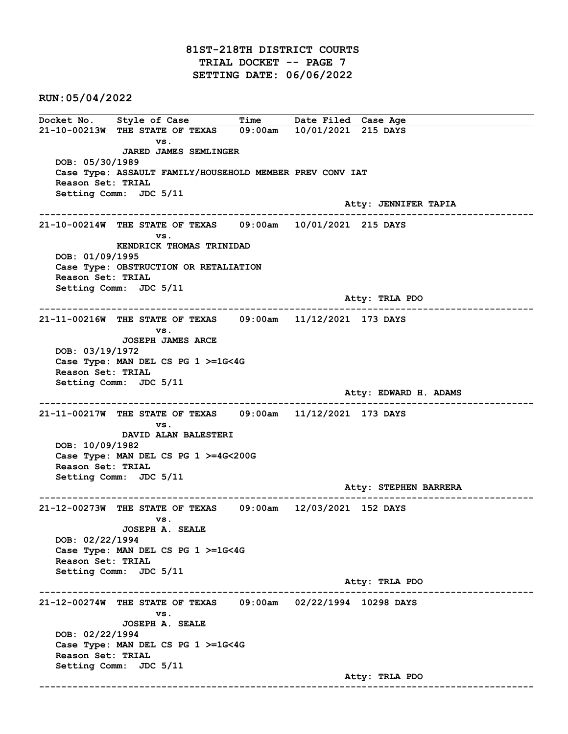# 81ST-218TH DISTRICT COURTS
## TRIAL DOCKET -- PAGE 7
## SETTING DATE: 06/06/2022

**RUN:05/04/2022**

```
Docket No.     Style of Case         Time       Date Filed  Case Age
21-10-00213W  THE STATE OF TEXAS    09:00am    10/01/2021  215 DAYS
                     vs.
              JARED JAMES SEMLINGER
   DOB: 05/30/1989
   Case Type: ASSAULT FAMILY/HOUSEHOLD MEMBER PREV CONV IAT
   Reason Set: TRIAL
   Setting Comm:  JDC 5/11
                                                             Atty: JENNIFER TAPIA
------------------------------------------------------------------------------------------
21-10-00214W  THE STATE OF TEXAS    09:00am    10/01/2021  215 DAYS
                     vs.
              KENDRICK THOMAS TRINIDAD
   DOB: 01/09/1995
   Case Type: OBSTRUCTION OR RETALIATION
   Reason Set: TRIAL
   Setting Comm:  JDC 5/11
                                                             Atty: TRLA PDO
------------------------------------------------------------------------------------------
21-11-00216W  THE STATE OF TEXAS    09:00am    11/12/2021  173 DAYS
                     vs.
              JOSEPH JAMES ARCE
   DOB: 03/19/1972
   Case Type: MAN DEL CS PG 1 >=1G<4G
   Reason Set: TRIAL
   Setting Comm:  JDC 5/11
                                                             Atty: EDWARD H. ADAMS
------------------------------------------------------------------------------------------
21-11-00217W  THE STATE OF TEXAS    09:00am    11/12/2021  173 DAYS
                     vs.
              DAVID ALAN BALESTERI
   DOB: 10/09/1982
   Case Type: MAN DEL CS PG 1 >=4G<200G
   Reason Set: TRIAL
   Setting Comm:  JDC 5/11
                                                             Atty: STEPHEN BARRERA
------------------------------------------------------------------------------------------
21-12-00273W  THE STATE OF TEXAS    09:00am    12/03/2021  152 DAYS
                     vs.
              JOSEPH A. SEALE
   DOB: 02/22/1994
   Case Type: MAN DEL CS PG 1 >=1G<4G
   Reason Set: TRIAL
   Setting Comm:  JDC 5/11
                                                             Atty: TRLA PDO
------------------------------------------------------------------------------------------
21-12-00274W  THE STATE OF TEXAS    09:00am    02/22/1994  10298 DAYS
                     vs.
              JOSEPH A. SEALE
   DOB: 02/22/1994
   Case Type: MAN DEL CS PG 1 >=1G<4G
   Reason Set: TRIAL
   Setting Comm:  JDC 5/11
                                                             Atty: TRLA PDO
------------------------------------------------------------------------------------------
```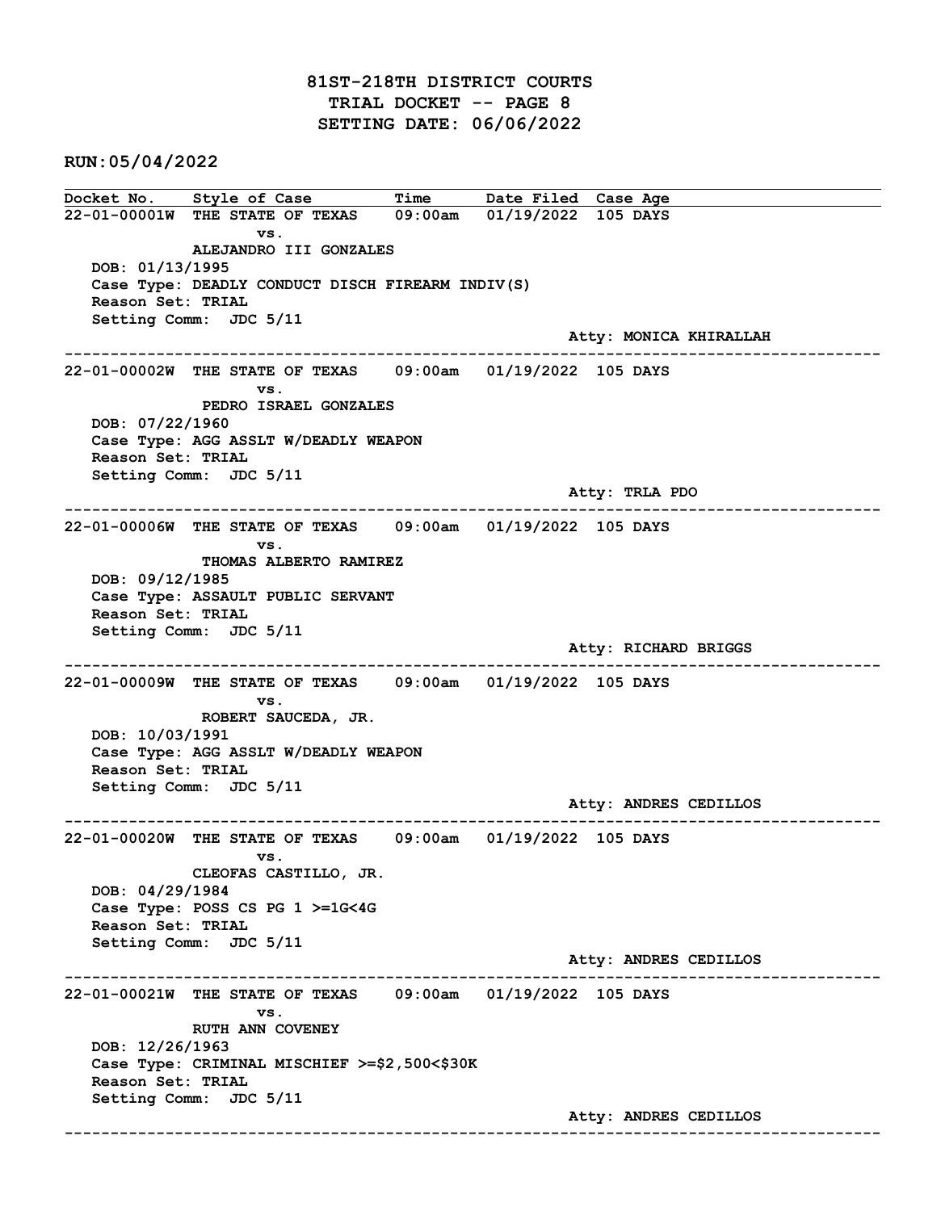# 81ST-218TH DISTRICT COURTS
## TRIAL DOCKET -- PAGE 8
## SETTING DATE: 06/06/2022

**RUN:05/04/2022**

| Docket No. | Style of Case | Time | Date Filed | Case Age |
|---|---|---|---|---|

**22-01-00001W** THE STATE OF TEXAS vs. ALEJANDRO III GONZALES — 09:00am — 01/19/2022 — 105 DAYS
DOB: 01/13/1995
Case Type: DEADLY CONDUCT DISCH FIREARM INDIV(S)
Reason Set: TRIAL
Setting Comm: JDC 5/11
Atty: MONICA KHIRALLAH

---

**22-01-00002W** THE STATE OF TEXAS vs. PEDRO ISRAEL GONZALES — 09:00am — 01/19/2022 — 105 DAYS
DOB: 07/22/1960
Case Type: AGG ASSLT W/DEADLY WEAPON
Reason Set: TRIAL
Setting Comm: JDC 5/11
Atty: TRLA PDO

---

**22-01-00006W** THE STATE OF TEXAS vs. THOMAS ALBERTO RAMIREZ — 09:00am — 01/19/2022 — 105 DAYS
DOB: 09/12/1985
Case Type: ASSAULT PUBLIC SERVANT
Reason Set: TRIAL
Setting Comm: JDC 5/11
Atty: RICHARD BRIGGS

---

**22-01-00009W** THE STATE OF TEXAS vs. ROBERT SAUCEDA, JR. — 09:00am — 01/19/2022 — 105 DAYS
DOB: 10/03/1991
Case Type: AGG ASSLT W/DEADLY WEAPON
Reason Set: TRIAL
Setting Comm: JDC 5/11
Atty: ANDRES CEDILLOS

---

**22-01-00020W** THE STATE OF TEXAS vs. CLEOFAS CASTILLO, JR. — 09:00am — 01/19/2022 — 105 DAYS
DOB: 04/29/1984
Case Type: POSS CS PG 1 >=1G<4G
Reason Set: TRIAL
Setting Comm: JDC 5/11
Atty: ANDRES CEDILLOS

---

**22-01-00021W** THE STATE OF TEXAS vs. RUTH ANN COVENEY — 09:00am — 01/19/2022 — 105 DAYS
DOB: 12/26/1963
Case Type: CRIMINAL MISCHIEF >=$2,500<$30K
Reason Set: TRIAL
Setting Comm: JDC 5/11
Atty: ANDRES CEDILLOS

---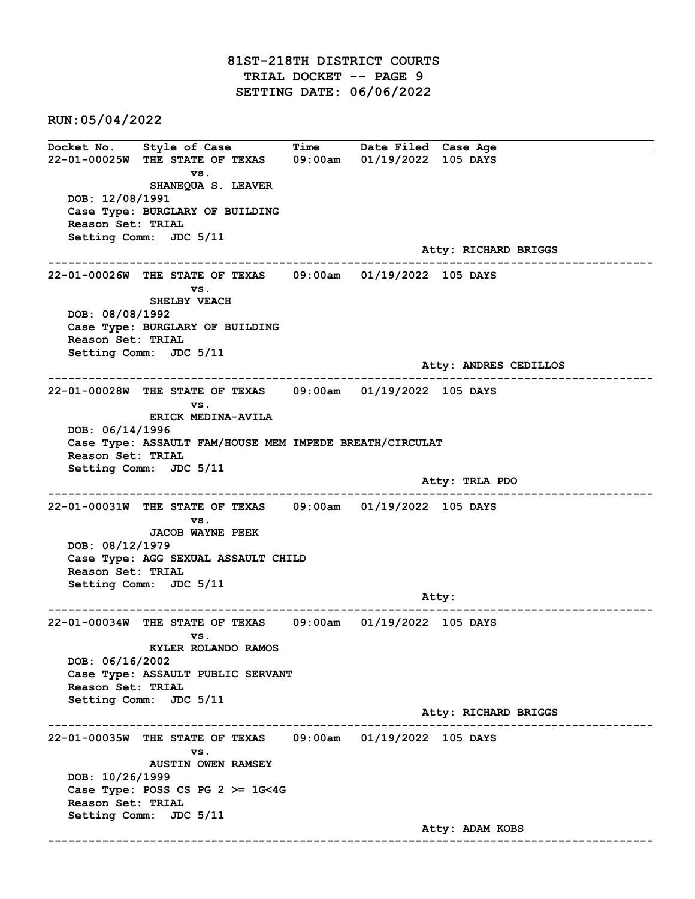# 81ST-218TH DISTRICT COURTS
## TRIAL DOCKET -- PAGE 9
## SETTING DATE: 06/06/2022

**RUN:05/04/2022**

| Docket No. | Style of Case | Time | Date Filed | Case Age |
|---|---|---|---|---|

**22-01-00025W** THE STATE OF TEXAS vs. SHANEQUA S. LEAVER — 09:00am — 01/19/2022 — 105 DAYS
DOB: 12/08/1991
Case Type: BURGLARY OF BUILDING
Reason Set: TRIAL
Setting Comm: JDC 5/11
Atty: RICHARD BRIGGS

---

**22-01-00026W** THE STATE OF TEXAS vs. SHELBY VEACH — 09:00am — 01/19/2022 — 105 DAYS
DOB: 08/08/1992
Case Type: BURGLARY OF BUILDING
Reason Set: TRIAL
Setting Comm: JDC 5/11
Atty: ANDRES CEDILLOS

---

**22-01-00028W** THE STATE OF TEXAS vs. ERICK MEDINA-AVILA — 09:00am — 01/19/2022 — 105 DAYS
DOB: 06/14/1996
Case Type: ASSAULT FAM/HOUSE MEM IMPEDE BREATH/CIRCULAT
Reason Set: TRIAL
Setting Comm: JDC 5/11
Atty: TRLA PDO

---

**22-01-00031W** THE STATE OF TEXAS vs. JACOB WAYNE PEEK — 09:00am — 01/19/2022 — 105 DAYS
DOB: 08/12/1979
Case Type: AGG SEXUAL ASSAULT CHILD
Reason Set: TRIAL
Setting Comm: JDC 5/11
Atty:

---

**22-01-00034W** THE STATE OF TEXAS vs. KYLER ROLANDO RAMOS — 09:00am — 01/19/2022 — 105 DAYS
DOB: 06/16/2002
Case Type: ASSAULT PUBLIC SERVANT
Reason Set: TRIAL
Setting Comm: JDC 5/11
Atty: RICHARD BRIGGS

---

**22-01-00035W** THE STATE OF TEXAS vs. AUSTIN OWEN RAMSEY — 09:00am — 01/19/2022 — 105 DAYS
DOB: 10/26/1999
Case Type: POSS CS PG 2 >= 1G<4G
Reason Set: TRIAL
Setting Comm: JDC 5/11
Atty: ADAM KOBS

---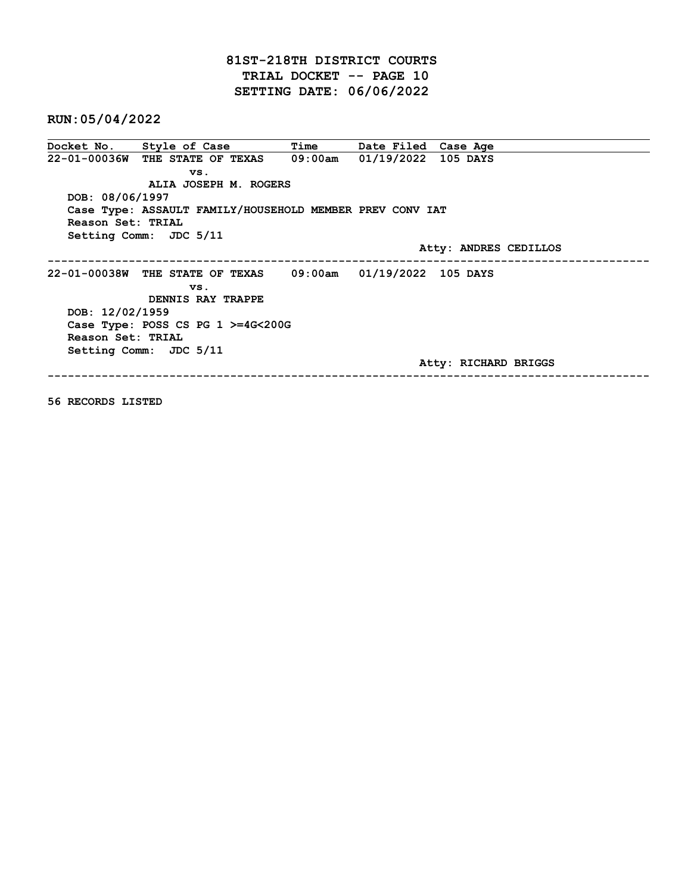# 81ST-218TH DISTRICT COURTS
## TRIAL DOCKET -- PAGE 10
## SETTING DATE: 06/06/2022

**RUN:05/04/2022**

| Docket No. | Style of Case | Time | Date Filed | Case Age |
|---|---|---|---|---|
| 22-01-00036W | THE STATE OF TEXAS vs. ALIA JOSEPH M. ROGERS | 09:00am | 01/19/2022 | 105 DAYS |

DOB: 08/06/1997
Case Type: ASSAULT FAMILY/HOUSEHOLD MEMBER PREV CONV IAT
Reason Set: TRIAL
Setting Comm: JDC 5/11
Atty: ANDRES CEDILLOS

---

| Docket No. | Style of Case | Time | Date Filed | Case Age |
|---|---|---|---|---|
| 22-01-00038W | THE STATE OF TEXAS vs. DENNIS RAY TRAPPE | 09:00am | 01/19/2022 | 105 DAYS |

DOB: 12/02/1959
Case Type: POSS CS PG 1 >=4G<200G
Reason Set: TRIAL
Setting Comm: JDC 5/11
Atty: RICHARD BRIGGS

---

56 RECORDS LISTED